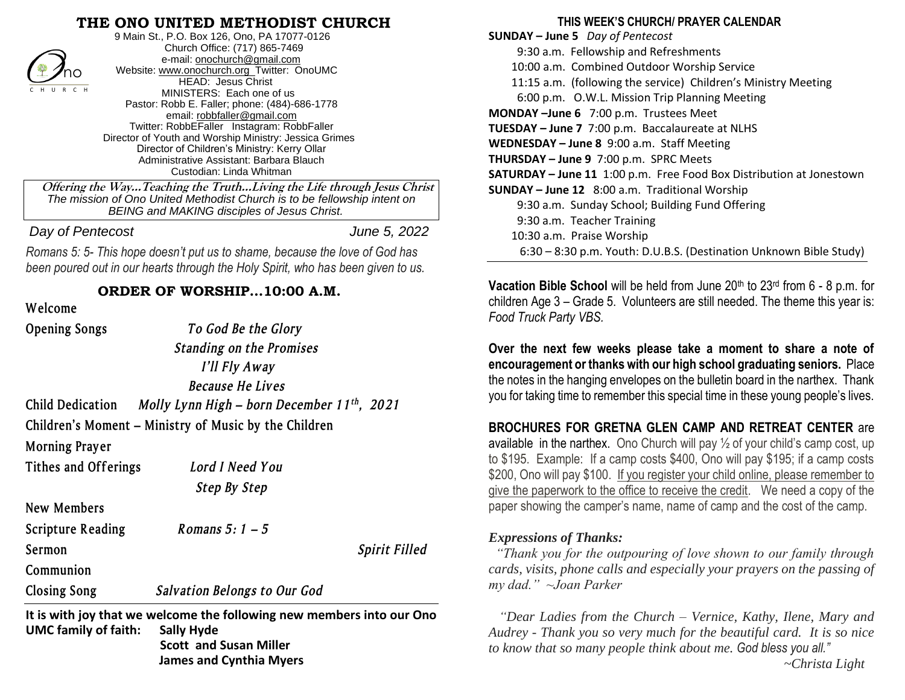# THE ONO UNITED METHODIST CHURCH

9 Main St., P.O. Box 126, Ono, PA 17077-0126
Church Office: (717) 865-7469
e-mail: onochurch@gmail.com
Website: www.onochurch.org Twitter: OnoUMC
HEAD: Jesus Christ
MINISTERS: Each one of us
Pastor: Robb E. Faller; phone: (484)-686-1778
email: robbfaller@gmail.com
Twitter: RobbEFaller Instagram: RobbFaller
Director of Youth and Worship Ministry: Jessica Grimes
Director of Children's Ministry: Kerry Ollar
Administrative Assistant: Barbara Blauch
Custodian: Linda Whitman

***Offering the Way…Teaching the Truth…Living the Life through Jesus Christ***
*The mission of Ono United Methodist Church is to be fellowship intent on BEING and MAKING disciples of Jesus Christ.*

*Day of Pentecost* *June 5, 2022*

*Romans 5: 5- This hope doesn't put us to shame, because the love of God has been poured out in our hearts through the Holy Spirit, who has been given to us.*

## ORDER OF WORSHIP…10:00 A.M.

Welcome

Opening Songs *To God Be the Glory*
*Standing on the Promises*
*I'll Fly Away*
*Because He Lives*

Child Dedication *Molly Lynn High – born December 11th, 2021*

Children's Moment – Ministry of Music by the Children

Morning Prayer

Tithes and Offerings *Lord I Need You*
*Step By Step*

New Members

Scripture Reading *Romans 5: 1 – 5*

Sermon *Spirit Filled*

Communion

Closing Song *Salvation Belongs to Our God*

**It is with joy that we welcome the following new members into our Ono UMC family of faith:** **Sally Hyde**
**Scott and Susan Miller**
**James and Cynthia Myers**

## THIS WEEK'S CHURCH/ PRAYER CALENDAR

**SUNDAY – June 5** *Day of Pentecost*
9:30 a.m. Fellowship and Refreshments
10:00 a.m. Combined Outdoor Worship Service
11:15 a.m. (following the service) Children's Ministry Meeting
6:00 p.m. O.W.L. Mission Trip Planning Meeting
**MONDAY –June 6** 7:00 p.m. Trustees Meet
**TUESDAY – June 7** 7:00 p.m. Baccalaureate at NLHS
**WEDNESDAY – June 8** 9:00 a.m. Staff Meeting
**THURSDAY – June 9** 7:00 p.m. SPRC Meets
**SATURDAY – June 11** 1:00 p.m. Free Food Box Distribution at Jonestown
**SUNDAY – June 12** 8:00 a.m. Traditional Worship
9:30 a.m. Sunday School; Building Fund Offering
9:30 a.m. Teacher Training
10:30 a.m. Praise Worship
6:30 – 8:30 p.m. Youth: D.U.B.S. (Destination Unknown Bible Study)

**Vacation Bible School** will be held from June 20th to 23rd from 6 - 8 p.m. for children Age 3 – Grade 5. Volunteers are still needed. The theme this year is: *Food Truck Party VBS.*

**Over the next few weeks please take a moment to share a note of encouragement or thanks with our high school graduating seniors.** Place the notes in the hanging envelopes on the bulletin board in the narthex. Thank you for taking time to remember this special time in these young people's lives.

**BROCHURES FOR GRETNA GLEN CAMP AND RETREAT CENTER** are available in the narthex. Ono Church will pay ½ of your child's camp cost, up to $195. Example: If a camp costs $400, Ono will pay $195; if a camp costs $200, Ono will pay $100. If you register your child online, please remember to give the paperwork to the office to receive the credit. We need a copy of the paper showing the camper's name, name of camp and the cost of the camp.

***Expressions of Thanks:***

*"Thank you for the outpouring of love shown to our family through cards, visits, phone calls and especially your prayers on the passing of my dad." ~Joan Parker*

*"Dear Ladies from the Church – Vernice, Kathy, Ilene, Mary and Audrey - Thank you so very much for the beautiful card. It is so nice to know that so many people think about me. God bless you all."*
*~Christa Light*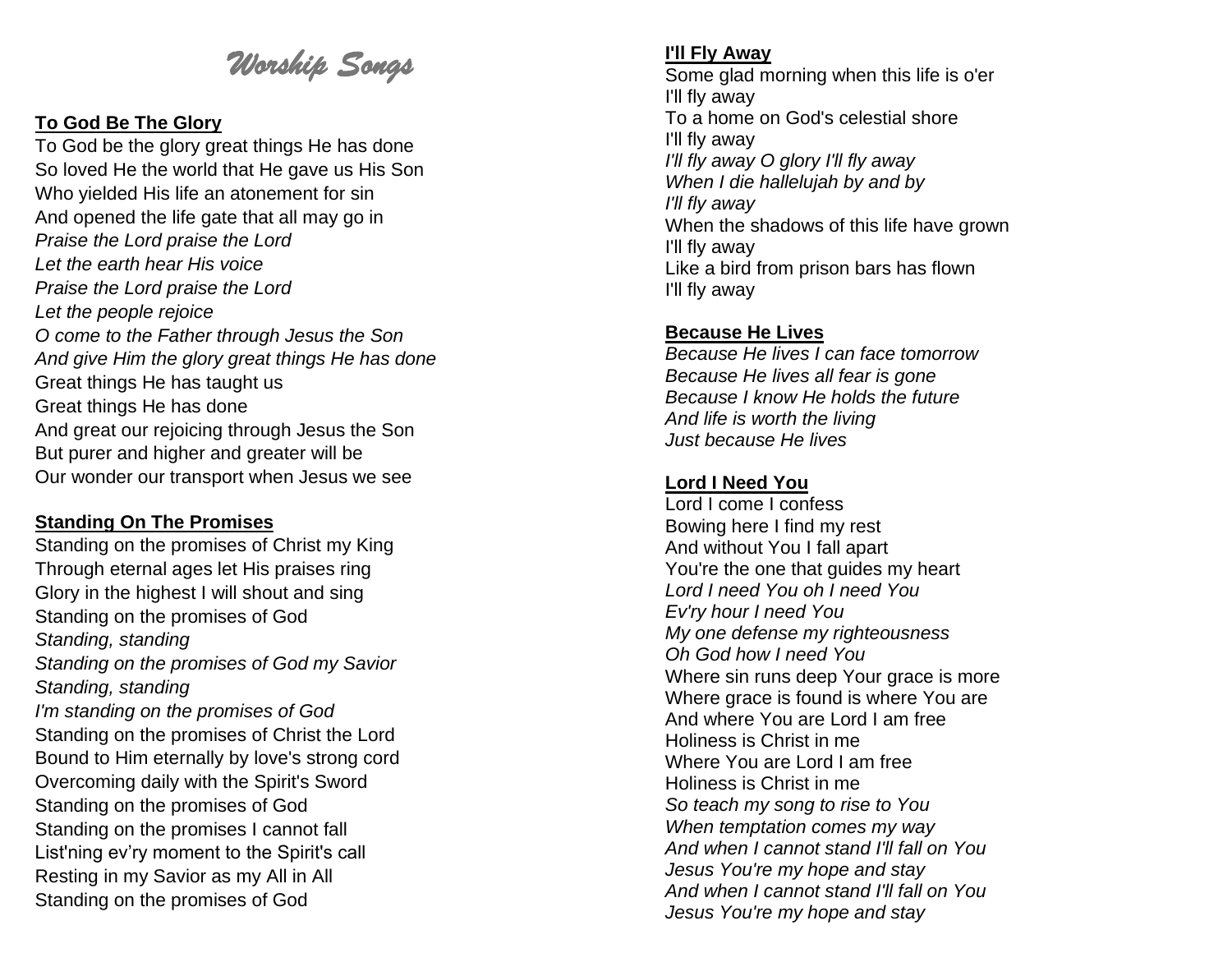# *Worship Songs*

**To God Be The Glory**

To God be the glory great things He has done
So loved He the world that He gave us His Son
Who yielded His life an atonement for sin
And opened the life gate that all may go in
*Praise the Lord praise the Lord*
*Let the earth hear His voice*
*Praise the Lord praise the Lord*
*Let the people rejoice*
*O come to the Father through Jesus the Son*
*And give Him the glory great things He has done*
Great things He has taught us
Great things He has done
And great our rejoicing through Jesus the Son
But purer and higher and greater will be
Our wonder our transport when Jesus we see

**Standing On The Promises**

Standing on the promises of Christ my King
Through eternal ages let His praises ring
Glory in the highest I will shout and sing
Standing on the promises of God
*Standing, standing*
*Standing on the promises of God my Savior*
*Standing, standing*
*I'm standing on the promises of God*
Standing on the promises of Christ the Lord
Bound to Him eternally by love's strong cord
Overcoming daily with the Spirit's Sword
Standing on the promises of God
Standing on the promises I cannot fall
List'ning ev'ry moment to the Spirit's call
Resting in my Savior as my All in All
Standing on the promises of God

**I'll Fly Away**

Some glad morning when this life is o'er
I'll fly away
To a home on God's celestial shore
I'll fly away
*I'll fly away O glory I'll fly away*
*When I die hallelujah by and by*
*I'll fly away*
When the shadows of this life have grown
I'll fly away
Like a bird from prison bars has flown
I'll fly away

**Because He Lives**

*Because He lives I can face tomorrow*
*Because He lives all fear is gone*
*Because I know He holds the future*
*And life is worth the living*
*Just because He lives*

**Lord I Need You**

Lord I come I confess
Bowing here I find my rest
And without You I fall apart
You're the one that guides my heart
*Lord I need You oh I need You*
*Ev'ry hour I need You*
*My one defense my righteousness*
*Oh God how I need You*
Where sin runs deep Your grace is more
Where grace is found is where You are
And where You are Lord I am free
Holiness is Christ in me
Where You are Lord I am free
Holiness is Christ in me
*So teach my song to rise to You*
*When temptation comes my way*
*And when I cannot stand I'll fall on You*
*Jesus You're my hope and stay*
*And when I cannot stand I'll fall on You*
*Jesus You're my hope and stay*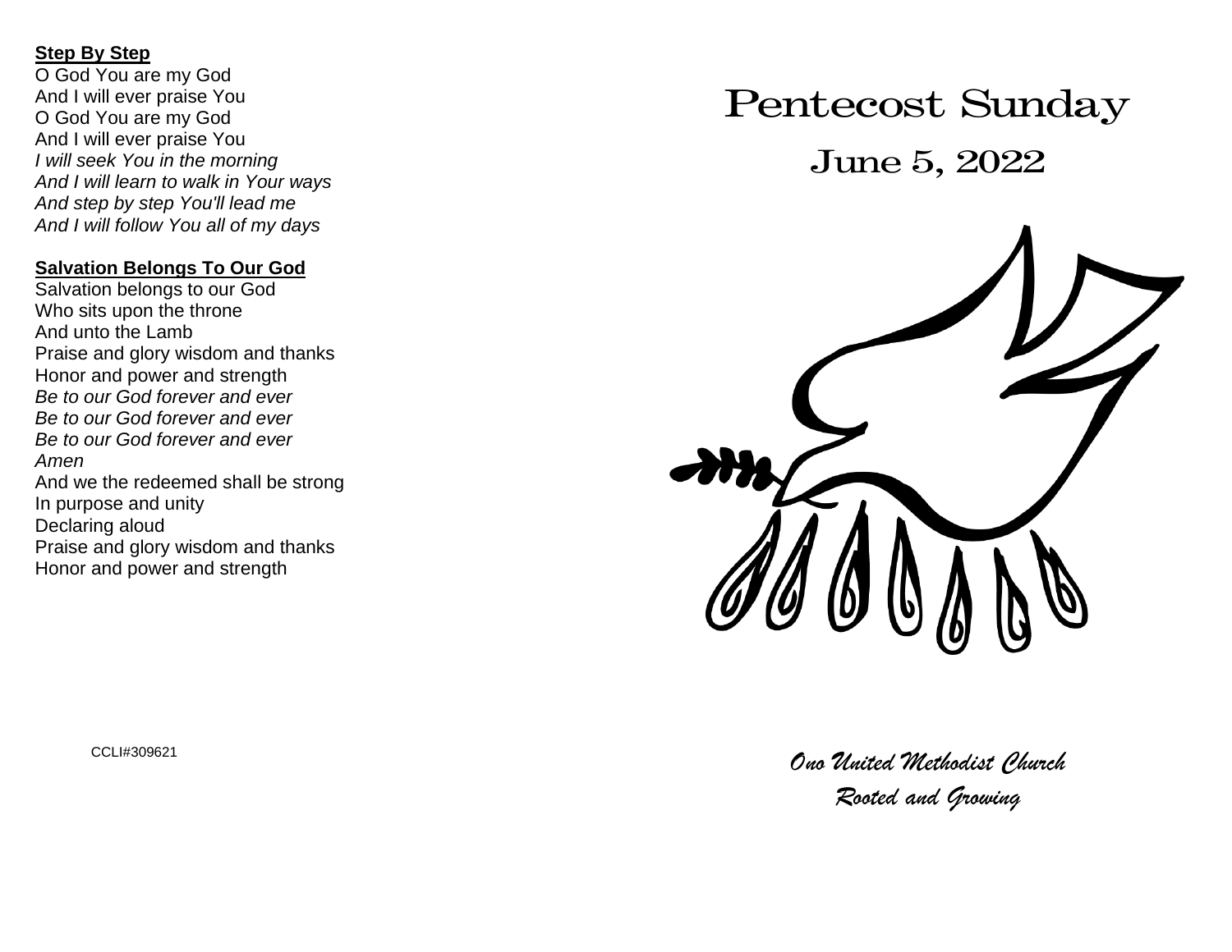**Step By Step**

O God You are my God
And I will ever praise You
O God You are my God
And I will ever praise You
*I will seek You in the morning*
*And I will learn to walk in Your ways*
*And step by step You'll lead me*
*And I will follow You all of my days*

**Salvation Belongs To Our God**

Salvation belongs to our God
Who sits upon the throne
And unto the Lamb
Praise and glory wisdom and thanks
Honor and power and strength
*Be to our God forever and ever*
*Be to our God forever and ever*
*Be to our God forever and ever*
*Amen*
And we the redeemed shall be strong
In purpose and unity
Declaring aloud
Praise and glory wisdom and thanks
Honor and power and strength

CCLI#309621

# Pentecost Sunday

## June 5, 2022

*Ono United Methodist Church*
*Rooted and Growing*